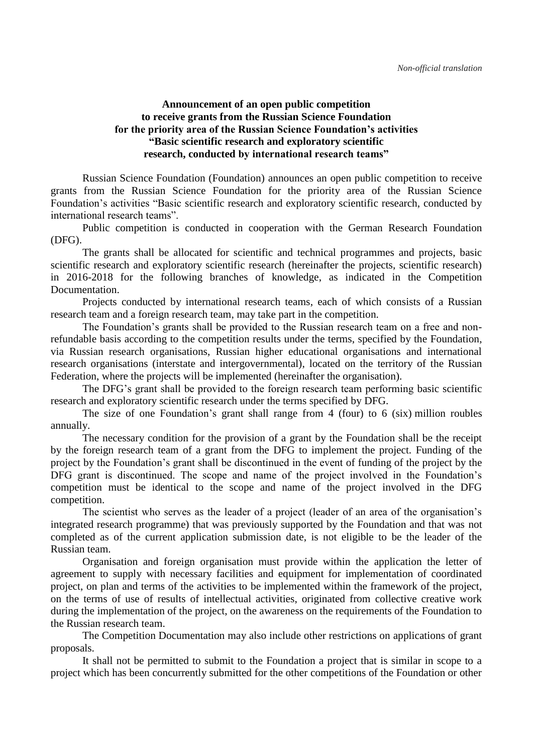*Non-official translation*

**Announcement of an open public competition to receive grants from the Russian Science Foundation for the priority area of the Russian Science Foundation's activities "Basic scientific research and exploratory scientific research, conducted by international research teams"**

Russian Science Foundation (Foundation) announces an open public competition to receive grants from the Russian Science Foundation for the priority area of the Russian Science Foundation's activities "Basic scientific research and exploratory scientific research, conducted by international research teams".

Public competition is conducted in cooperation with the German Research Foundation (DFG).

The grants shall be allocated for scientific and technical programmes and projects, basic scientific research and exploratory scientific research (hereinafter the projects, scientific research) in 2016-2018 for the following branches of knowledge, as indicated in the Competition Documentation.

Projects conducted by international research teams, each of which consists of a Russian research team and a foreign research team, may take part in the competition.

The Foundation's grants shall be provided to the Russian research team on a free and non-refundable basis according to the competition results under the terms, specified by the Foundation, via Russian research organisations, Russian higher educational organisations and international research organisations (interstate and intergovernmental), located on the territory of the Russian Federation, where the projects will be implemented (hereinafter the organisation).

The DFG's grant shall be provided to the foreign research team performing basic scientific research and exploratory scientific research under the terms specified by DFG.

The size of one Foundation's grant shall range from 4 (four) to 6 (six) million roubles annually.

The necessary condition for the provision of a grant by the Foundation shall be the receipt by the foreign research team of a grant from the DFG to implement the project. Funding of the project by the Foundation's grant shall be discontinued in the event of funding of the project by the DFG grant is discontinued. The scope and name of the project involved in the Foundation's competition must be identical to the scope and name of the project involved in the DFG competition.

The scientist who serves as the leader of a project (leader of an area of the organisation's integrated research programme) that was previously supported by the Foundation and that was not completed as of the current application submission date, is not eligible to be the leader of the Russian team.

Organisation and foreign organisation must provide within the application the letter of agreement to supply with necessary facilities and equipment for implementation of coordinated project, on plan and terms of the activities to be implemented within the framework of the project, on the terms of use of results of intellectual activities, originated from collective creative work during the implementation of the project, on the awareness on the requirements of the Foundation to the Russian research team.

The Competition Documentation may also include other restrictions on applications of grant proposals.

It shall not be permitted to submit to the Foundation a project that is similar in scope to a project which has been concurrently submitted for the other competitions of the Foundation or other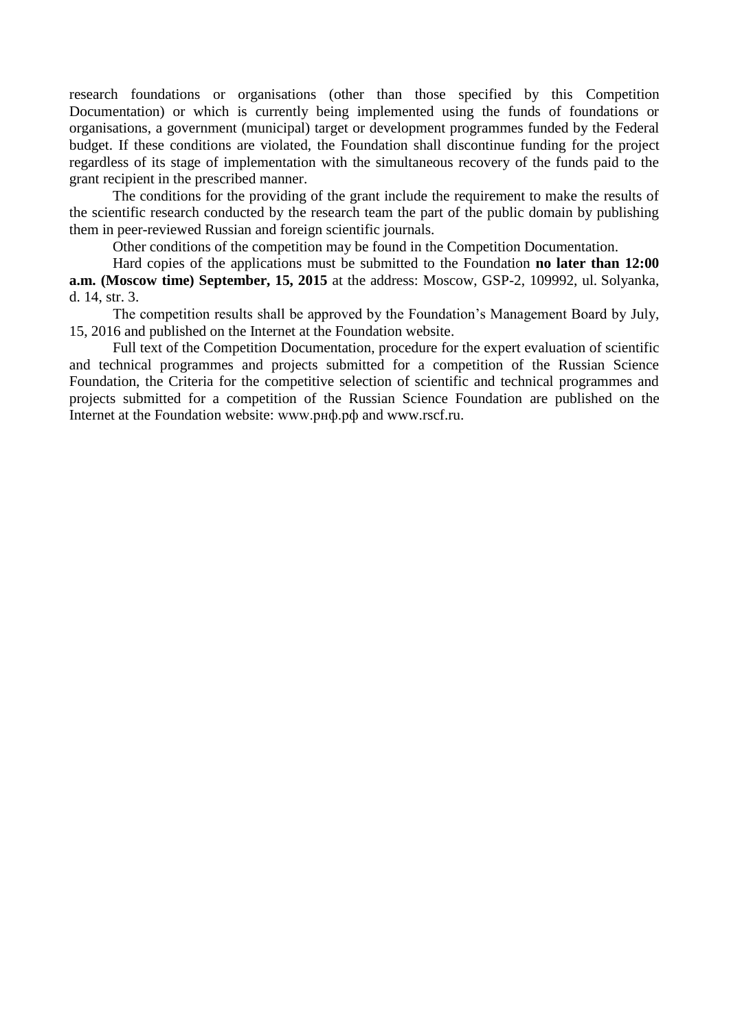research foundations or organisations (other than those specified by this Competition Documentation) or which is currently being implemented using the funds of foundations or organisations, a government (municipal) target or development programmes funded by the Federal budget. If these conditions are violated, the Foundation shall discontinue funding for the project regardless of its stage of implementation with the simultaneous recovery of the funds paid to the grant recipient in the prescribed manner.

The conditions for the providing of the grant include the requirement to make the results of the scientific research conducted by the research team the part of the public domain by publishing them in peer-reviewed Russian and foreign scientific journals.

Other conditions of the competition may be found in the Competition Documentation.

Hard copies of the applications must be submitted to the Foundation **no later than 12:00 a.m. (Moscow time) September, 15, 2015** at the address: Moscow, GSP-2, 109992, ul. Solyanka, d. 14, str. 3.

The competition results shall be approved by the Foundation's Management Board by July, 15, 2016 and published on the Internet at the Foundation website.

Full text of the Competition Documentation, procedure for the expert evaluation of scientific and technical programmes and projects submitted for a competition of the Russian Science Foundation, the Criteria for the competitive selection of scientific and technical programmes and projects submitted for a competition of the Russian Science Foundation are published on the Internet at the Foundation website: www.рнф.рф and www.rscf.ru.